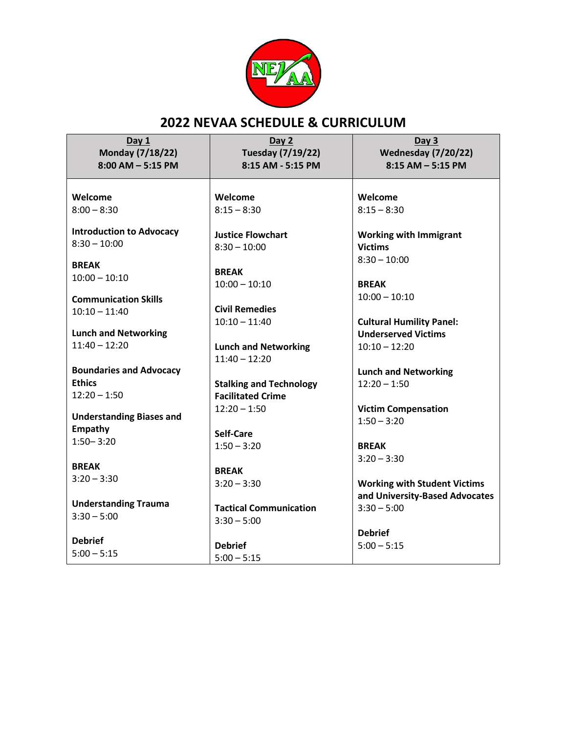# 2022 NEVAA SCHEDULE & CURRICULUM

| Day 1<br>Monday (7/18/22)<br>8:00 AM – 5:15 PM | Day 2<br>Tuesday (7/19/22)<br>8:15 AM - 5:15 PM | Day 3<br>Wednesday (7/20/22)<br>8:15 AM – 5:15 PM |
|---|---|---|
| **Welcome**<br>8:00 – 8:30 | **Welcome**<br>8:15 – 8:30 | **Welcome**<br>8:15 – 8:30 |
| **Introduction to Advocacy**<br>8:30 – 10:00 | **Justice Flowchart**<br>8:30 – 10:00 | **Working with Immigrant Victims**<br>8:30 – 10:00 |
| **BREAK**<br>10:00 – 10:10 | **BREAK**<br>10:00 – 10:10 | **BREAK**<br>10:00 – 10:10 |
| **Communication Skills**<br>10:10 – 11:40 | **Civil Remedies**<br>10:10 – 11:40 | **Cultural Humility Panel: Underserved Victims**<br>10:10 – 12:20 |
| **Lunch and Networking**<br>11:40 – 12:20 | **Lunch and Networking**<br>11:40 – 12:20 | **Lunch and Networking**<br>12:20 – 1:50 |
| **Boundaries and Advocacy Ethics**<br>12:20 – 1:50 | **Stalking and Technology Facilitated Crime**<br>12:20 – 1:50 | **Victim Compensation**<br>1:50 – 3:20 |
| **Understanding Biases and Empathy**<br>1:50– 3:20 | **Self-Care**<br>1:50 – 3:20 | **BREAK**<br>3:20 – 3:30 |
| **BREAK**<br>3:20 – 3:30 | **BREAK**<br>3:20 – 3:30 | **Working with Student Victims and University-Based Advocates**<br>3:30 – 5:00 |
| **Understanding Trauma**<br>3:30 – 5:00 | **Tactical Communication**<br>3:30 – 5:00 | **Debrief**<br>5:00 – 5:15 |
| **Debrief**<br>5:00 – 5:15 | **Debrief**<br>5:00 – 5:15 | |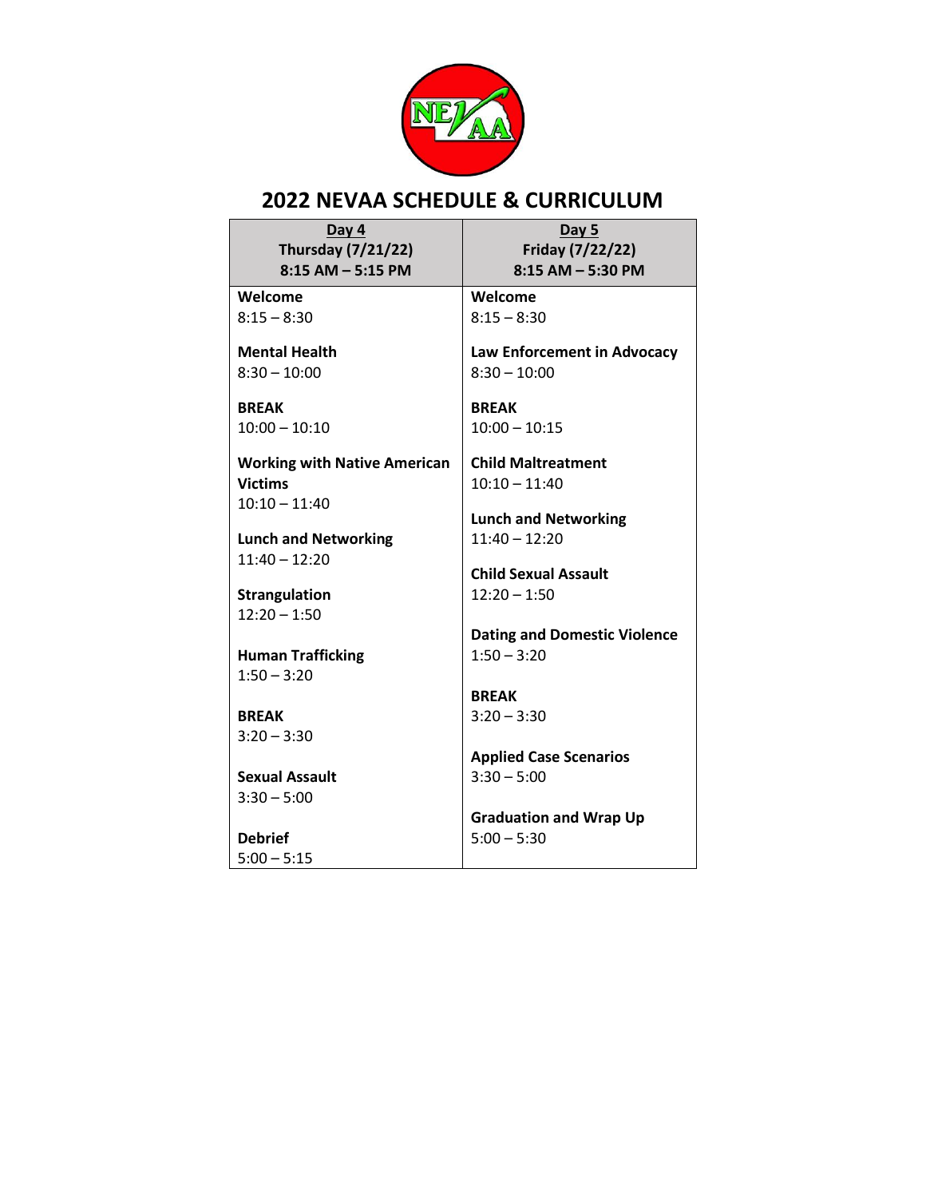# 2022 NEVAA SCHEDULE & CURRICULUM

| Day 4<br>Thursday (7/21/22)<br>8:15 AM – 5:15 PM | Day 5<br>Friday (7/22/22)<br>8:15 AM – 5:30 PM |
|---|---|
| **Welcome**<br>8:15 – 8:30 | **Welcome**<br>8:15 – 8:30 |
| **Mental Health**<br>8:30 – 10:00 | **Law Enforcement in Advocacy**<br>8:30 – 10:00 |
| **BREAK**<br>10:00 – 10:10 | **BREAK**<br>10:00 – 10:15 |
| **Working with Native American Victims**<br>10:10 – 11:40 | **Child Maltreatment**<br>10:10 – 11:40 |
| **Lunch and Networking**<br>11:40 – 12:20 | **Lunch and Networking**<br>11:40 – 12:20 |
| **Strangulation**<br>12:20 – 1:50 | **Child Sexual Assault**<br>12:20 – 1:50 |
| **Human Trafficking**<br>1:50 – 3:20 | **Dating and Domestic Violence**<br>1:50 – 3:20 |
| **BREAK**<br>3:20 – 3:30 | **BREAK**<br>3:20 – 3:30 |
| **Sexual Assault**<br>3:30 – 5:00 | **Applied Case Scenarios**<br>3:30 – 5:00 |
| **Debrief**<br>5:00 – 5:15 | **Graduation and Wrap Up**<br>5:00 – 5:30 |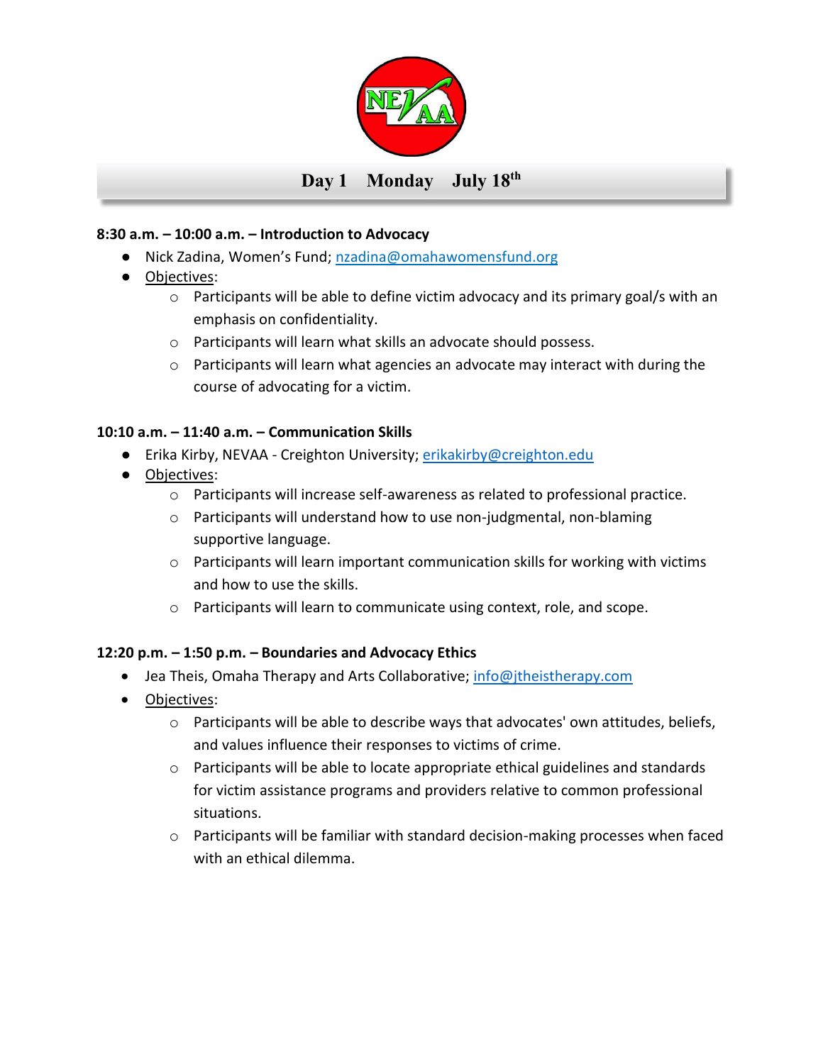## Day 1 Monday July 18th

**8:30 a.m. – 10:00 a.m. – Introduction to Advocacy**

- Nick Zadina, Women's Fund; nzadina@omahawomensfund.org
- Objectives:
  - Participants will be able to define victim advocacy and its primary goal/s with an emphasis on confidentiality.
  - Participants will learn what skills an advocate should possess.
  - Participants will learn what agencies an advocate may interact with during the course of advocating for a victim.

**10:10 a.m. – 11:40 a.m. – Communication Skills**

- Erika Kirby, NEVAA - Creighton University; erikakirby@creighton.edu
- Objectives:
  - Participants will increase self-awareness as related to professional practice.
  - Participants will understand how to use non-judgmental, non-blaming supportive language.
  - Participants will learn important communication skills for working with victims and how to use the skills.
  - Participants will learn to communicate using context, role, and scope.

**12:20 p.m. – 1:50 p.m. – Boundaries and Advocacy Ethics**

- Jea Theis, Omaha Therapy and Arts Collaborative; info@jtheistherapy.com
- Objectives:
  - Participants will be able to describe ways that advocates' own attitudes, beliefs, and values influence their responses to victims of crime.
  - Participants will be able to locate appropriate ethical guidelines and standards for victim assistance programs and providers relative to common professional situations.
  - Participants will be familiar with standard decision-making processes when faced with an ethical dilemma.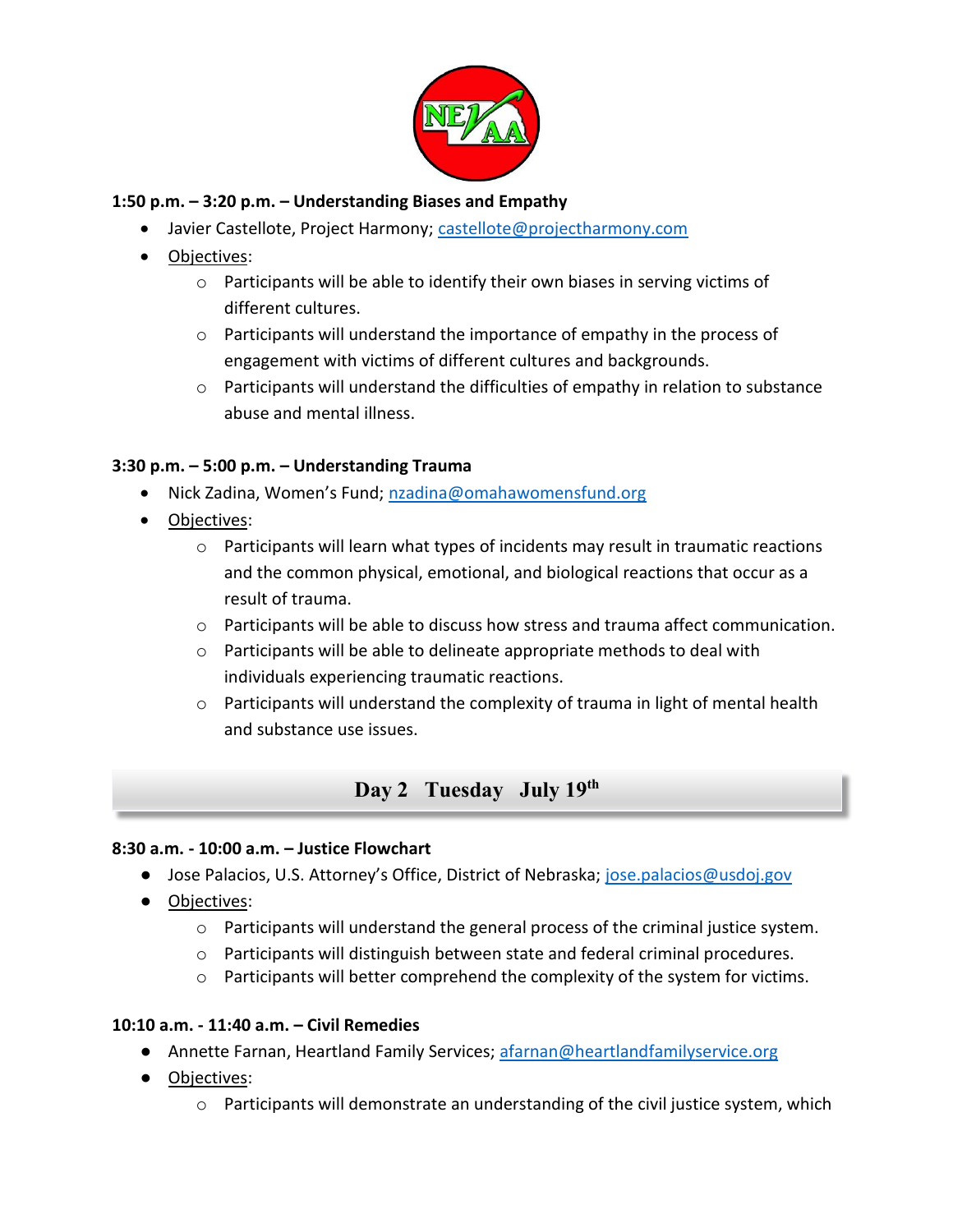**1:50 p.m. – 3:20 p.m. – Understanding Biases and Empathy**

- Javier Castellote, Project Harmony; castellote@projectharmony.com
- Objectives:
  - Participants will be able to identify their own biases in serving victims of different cultures.
  - Participants will understand the importance of empathy in the process of engagement with victims of different cultures and backgrounds.
  - Participants will understand the difficulties of empathy in relation to substance abuse and mental illness.

**3:30 p.m. – 5:00 p.m. – Understanding Trauma**

- Nick Zadina, Women's Fund; nzadina@omahawomensfund.org
- Objectives:
  - Participants will learn what types of incidents may result in traumatic reactions and the common physical, emotional, and biological reactions that occur as a result of trauma.
  - Participants will be able to discuss how stress and trauma affect communication.
  - Participants will be able to delineate appropriate methods to deal with individuals experiencing traumatic reactions.
  - Participants will understand the complexity of trauma in light of mental health and substance use issues.

## Day 2 Tuesday July 19th

**8:30 a.m. - 10:00 a.m. – Justice Flowchart**

- Jose Palacios, U.S. Attorney's Office, District of Nebraska; jose.palacios@usdoj.gov
- Objectives:
  - Participants will understand the general process of the criminal justice system.
  - Participants will distinguish between state and federal criminal procedures.
  - Participants will better comprehend the complexity of the system for victims.

**10:10 a.m. - 11:40 a.m. – Civil Remedies**

- Annette Farnan, Heartland Family Services; afarnan@heartlandfamilyservice.org
- Objectives:
  - Participants will demonstrate an understanding of the civil justice system, which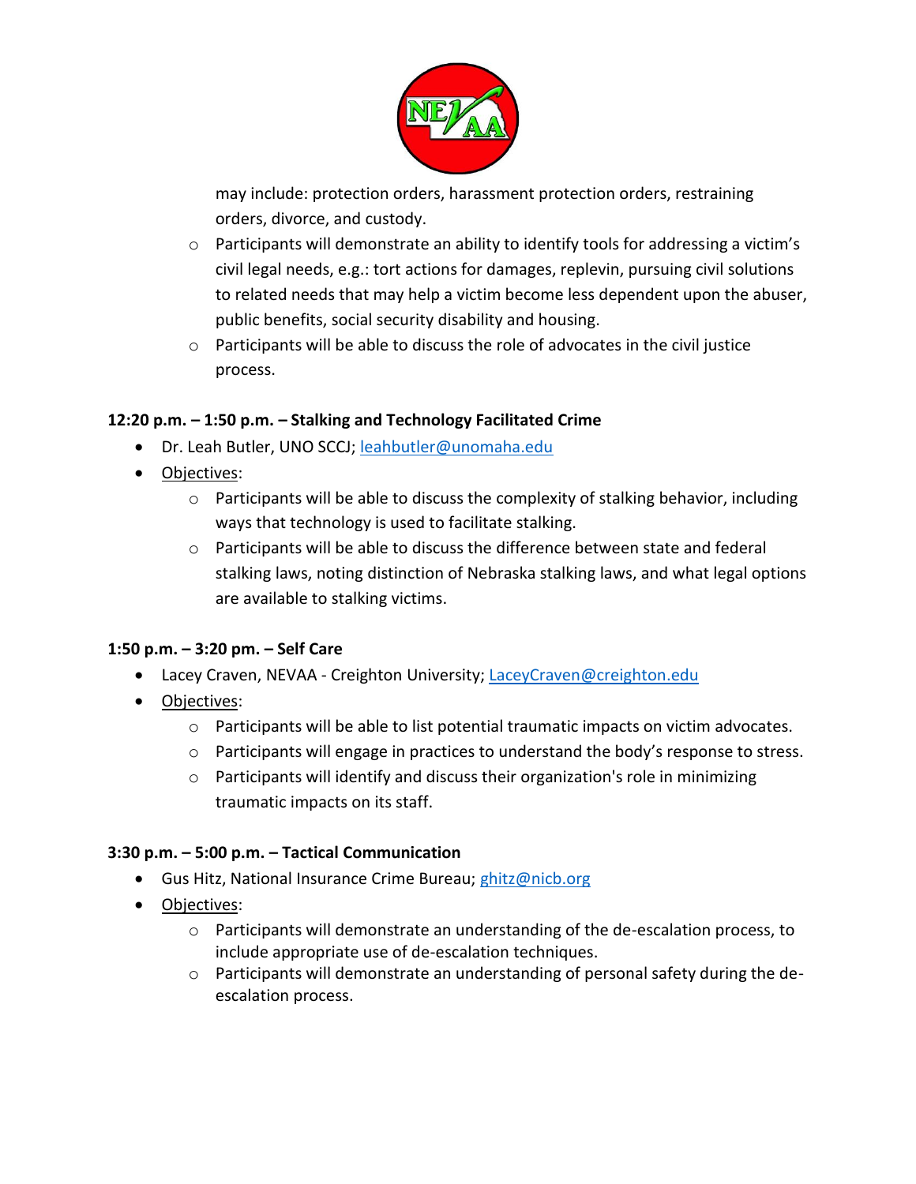may include: protection orders, harassment protection orders, restraining orders, divorce, and custody.
  - Participants will demonstrate an ability to identify tools for addressing a victim's civil legal needs, e.g.: tort actions for damages, replevin, pursuing civil solutions to related needs that may help a victim become less dependent upon the abuser, public benefits, social security disability and housing.
  - Participants will be able to discuss the role of advocates in the civil justice process.

**12:20 p.m. – 1:50 p.m. – Stalking and Technology Facilitated Crime**

- Dr. Leah Butler, UNO SCCJ; leahbutler@unomaha.edu
- Objectives:
  - Participants will be able to discuss the complexity of stalking behavior, including ways that technology is used to facilitate stalking.
  - Participants will be able to discuss the difference between state and federal stalking laws, noting distinction of Nebraska stalking laws, and what legal options are available to stalking victims.

**1:50 p.m. – 3:20 pm. – Self Care**

- Lacey Craven, NEVAA - Creighton University; LaceyCraven@creighton.edu
- Objectives:
  - Participants will be able to list potential traumatic impacts on victim advocates.
  - Participants will engage in practices to understand the body's response to stress.
  - Participants will identify and discuss their organization's role in minimizing traumatic impacts on its staff.

**3:30 p.m. – 5:00 p.m. – Tactical Communication**

- Gus Hitz, National Insurance Crime Bureau; ghitz@nicb.org
- Objectives:
  - Participants will demonstrate an understanding of the de-escalation process, to include appropriate use of de-escalation techniques.
  - Participants will demonstrate an understanding of personal safety during the de-escalation process.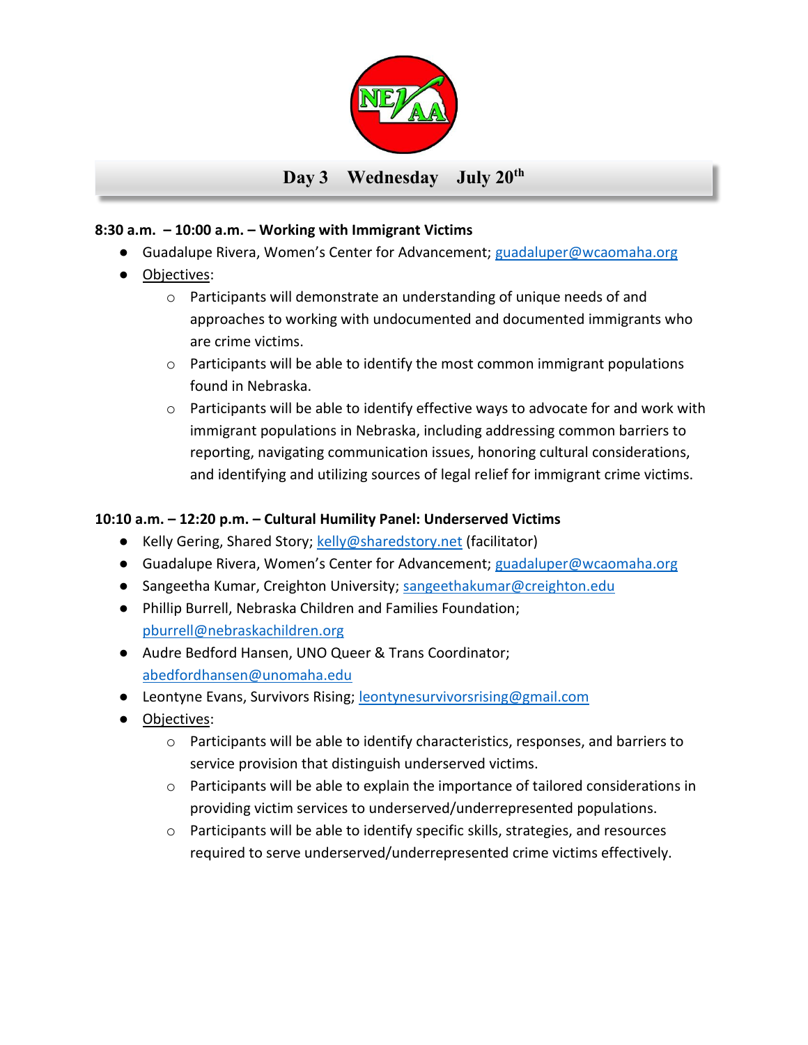## Day 3 Wednesday July 20th

**8:30 a.m. – 10:00 a.m. – Working with Immigrant Victims**

- Guadalupe Rivera, Women's Center for Advancement; guadaluper@wcaomaha.org
- Objectives:
  - Participants will demonstrate an understanding of unique needs of and approaches to working with undocumented and documented immigrants who are crime victims.
  - Participants will be able to identify the most common immigrant populations found in Nebraska.
  - Participants will be able to identify effective ways to advocate for and work with immigrant populations in Nebraska, including addressing common barriers to reporting, navigating communication issues, honoring cultural considerations, and identifying and utilizing sources of legal relief for immigrant crime victims.

**10:10 a.m. – 12:20 p.m. – Cultural Humility Panel: Underserved Victims**

- Kelly Gering, Shared Story; kelly@sharedstory.net (facilitator)
- Guadalupe Rivera, Women's Center for Advancement; guadaluper@wcaomaha.org
- Sangeetha Kumar, Creighton University; sangeethakumar@creighton.edu
- Phillip Burrell, Nebraska Children and Families Foundation; pburrell@nebraskachildren.org
- Audre Bedford Hansen, UNO Queer & Trans Coordinator; abedfordhansen@unomaha.edu
- Leontyne Evans, Survivors Rising; leontynesurvivorsrising@gmail.com
- Objectives:
  - Participants will be able to identify characteristics, responses, and barriers to service provision that distinguish underserved victims.
  - Participants will be able to explain the importance of tailored considerations in providing victim services to underserved/underrepresented populations.
  - Participants will be able to identify specific skills, strategies, and resources required to serve underserved/underrepresented crime victims effectively.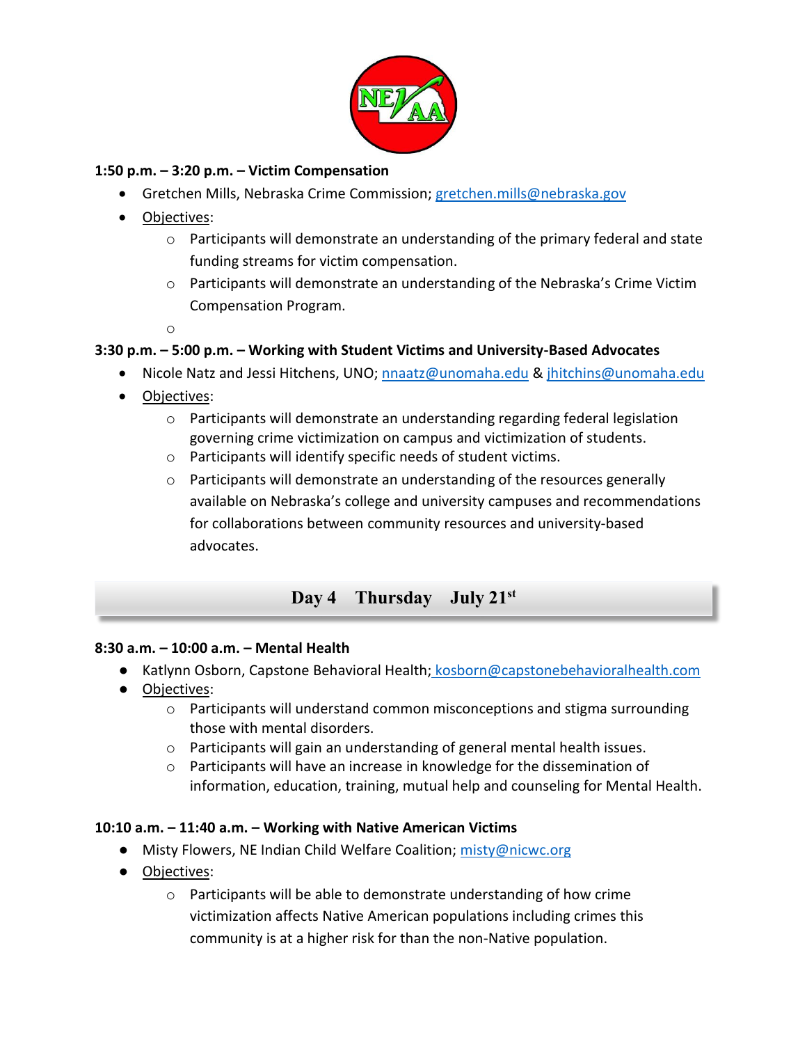**1:50 p.m. – 3:20 p.m. – Victim Compensation**

- Gretchen Mills, Nebraska Crime Commission; gretchen.mills@nebraska.gov
- Objectives:
  - Participants will demonstrate an understanding of the primary federal and state funding streams for victim compensation.
  - Participants will demonstrate an understanding of the Nebraska's Crime Victim Compensation Program.

**3:30 p.m. – 5:00 p.m. – Working with Student Victims and University-Based Advocates**

- Nicole Natz and Jessi Hitchens, UNO; nnaatz@unomaha.edu & jhitchins@unomaha.edu
- Objectives:
  - Participants will demonstrate an understanding regarding federal legislation governing crime victimization on campus and victimization of students.
  - Participants will identify specific needs of student victims.
  - Participants will demonstrate an understanding of the resources generally available on Nebraska's college and university campuses and recommendations for collaborations between community resources and university-based advocates.

## Day 4 Thursday July 21st

**8:30 a.m. – 10:00 a.m. – Mental Health**

- Katlynn Osborn, Capstone Behavioral Health; kosborn@capstonebehavioralhealth.com
- Objectives:
  - Participants will understand common misconceptions and stigma surrounding those with mental disorders.
  - Participants will gain an understanding of general mental health issues.
  - Participants will have an increase in knowledge for the dissemination of information, education, training, mutual help and counseling for Mental Health.

**10:10 a.m. – 11:40 a.m. – Working with Native American Victims**

- Misty Flowers, NE Indian Child Welfare Coalition; misty@nicwc.org
- Objectives:
  - Participants will be able to demonstrate understanding of how crime victimization affects Native American populations including crimes this community is at a higher risk for than the non-Native population.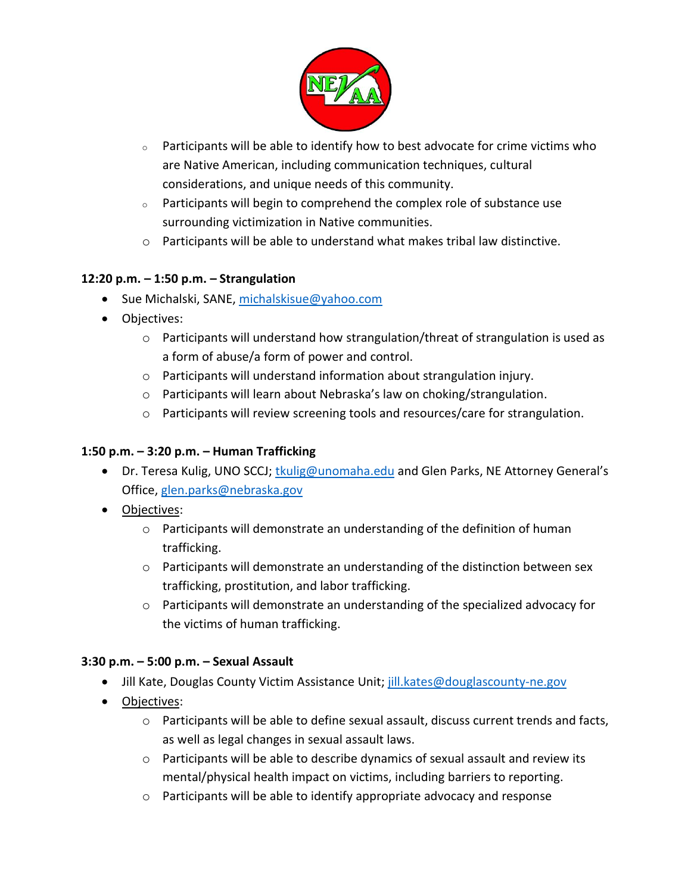- Participants will be able to identify how to best advocate for crime victims who are Native American, including communication techniques, cultural considerations, and unique needs of this community.
- Participants will begin to comprehend the complex role of substance use surrounding victimization in Native communities.
- Participants will be able to understand what makes tribal law distinctive.

**12:20 p.m. – 1:50 p.m. – Strangulation**

- Sue Michalski, SANE, michalskisue@yahoo.com
- Objectives:
  - Participants will understand how strangulation/threat of strangulation is used as a form of abuse/a form of power and control.
  - Participants will understand information about strangulation injury.
  - Participants will learn about Nebraska's law on choking/strangulation.
  - Participants will review screening tools and resources/care for strangulation.

**1:50 p.m. – 3:20 p.m. – Human Trafficking**

- Dr. Teresa Kulig, UNO SCCJ; tkulig@unomaha.edu and Glen Parks, NE Attorney General's Office, glen.parks@nebraska.gov
- Objectives:
  - Participants will demonstrate an understanding of the definition of human trafficking.
  - Participants will demonstrate an understanding of the distinction between sex trafficking, prostitution, and labor trafficking.
  - Participants will demonstrate an understanding of the specialized advocacy for the victims of human trafficking.

**3:30 p.m. – 5:00 p.m. – Sexual Assault**

- Jill Kate, Douglas County Victim Assistance Unit; jill.kates@douglascounty-ne.gov
- Objectives:
  - Participants will be able to define sexual assault, discuss current trends and facts, as well as legal changes in sexual assault laws.
  - Participants will be able to describe dynamics of sexual assault and review its mental/physical health impact on victims, including barriers to reporting.
  - Participants will be able to identify appropriate advocacy and response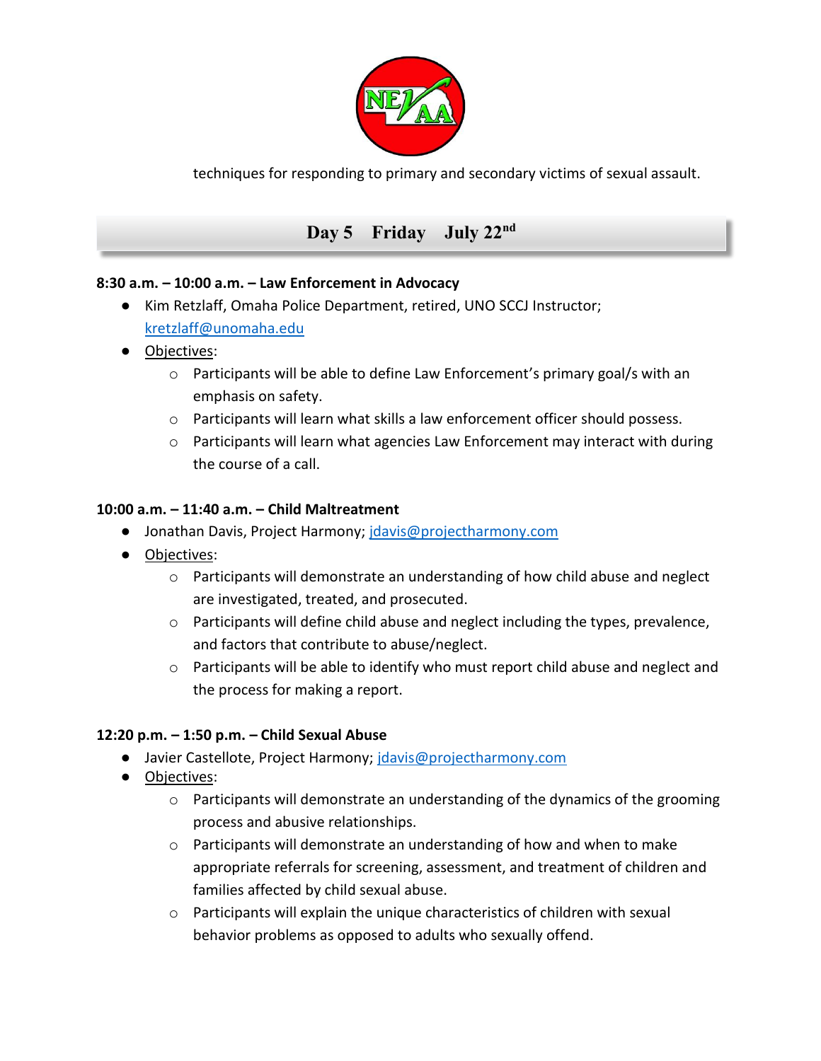techniques for responding to primary and secondary victims of sexual assault.

## Day 5 Friday July 22nd

**8:30 a.m. – 10:00 a.m. – Law Enforcement in Advocacy**

- Kim Retzlaff, Omaha Police Department, retired, UNO SCCJ Instructor; kretzlaff@unomaha.edu
- Objectives:
  - Participants will be able to define Law Enforcement's primary goal/s with an emphasis on safety.
  - Participants will learn what skills a law enforcement officer should possess.
  - Participants will learn what agencies Law Enforcement may interact with during the course of a call.

**10:00 a.m. – 11:40 a.m. – Child Maltreatment**

- Jonathan Davis, Project Harmony; jdavis@projectharmony.com
- Objectives:
  - Participants will demonstrate an understanding of how child abuse and neglect are investigated, treated, and prosecuted.
  - Participants will define child abuse and neglect including the types, prevalence, and factors that contribute to abuse/neglect.
  - Participants will be able to identify who must report child abuse and neglect and the process for making a report.

**12:20 p.m. – 1:50 p.m. – Child Sexual Abuse**

- Javier Castellote, Project Harmony; jdavis@projectharmony.com
- Objectives:
  - Participants will demonstrate an understanding of the dynamics of the grooming process and abusive relationships.
  - Participants will demonstrate an understanding of how and when to make appropriate referrals for screening, assessment, and treatment of children and families affected by child sexual abuse.
  - Participants will explain the unique characteristics of children with sexual behavior problems as opposed to adults who sexually offend.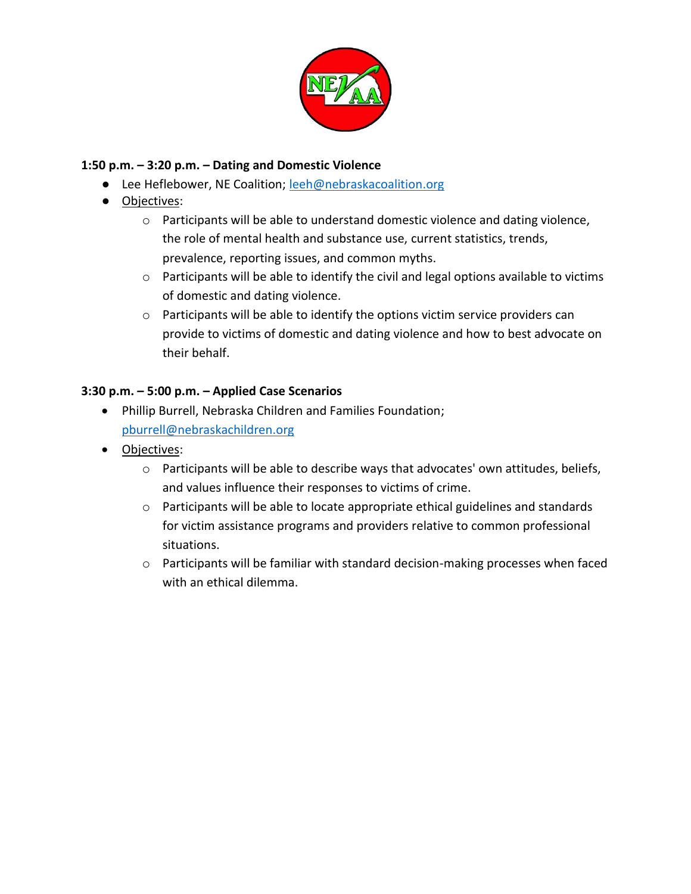**1:50 p.m. – 3:20 p.m. – Dating and Domestic Violence**

- Lee Heflebower, NE Coalition; leeh@nebraskacoalition.org
- Objectives:
  - Participants will be able to understand domestic violence and dating violence, the role of mental health and substance use, current statistics, trends, prevalence, reporting issues, and common myths.
  - Participants will be able to identify the civil and legal options available to victims of domestic and dating violence.
  - Participants will be able to identify the options victim service providers can provide to victims of domestic and dating violence and how to best advocate on their behalf.

**3:30 p.m. – 5:00 p.m. – Applied Case Scenarios**

- Phillip Burrell, Nebraska Children and Families Foundation; pburrell@nebraskachildren.org
- Objectives:
  - Participants will be able to describe ways that advocates' own attitudes, beliefs, and values influence their responses to victims of crime.
  - Participants will be able to locate appropriate ethical guidelines and standards for victim assistance programs and providers relative to common professional situations.
  - Participants will be familiar with standard decision-making processes when faced with an ethical dilemma.